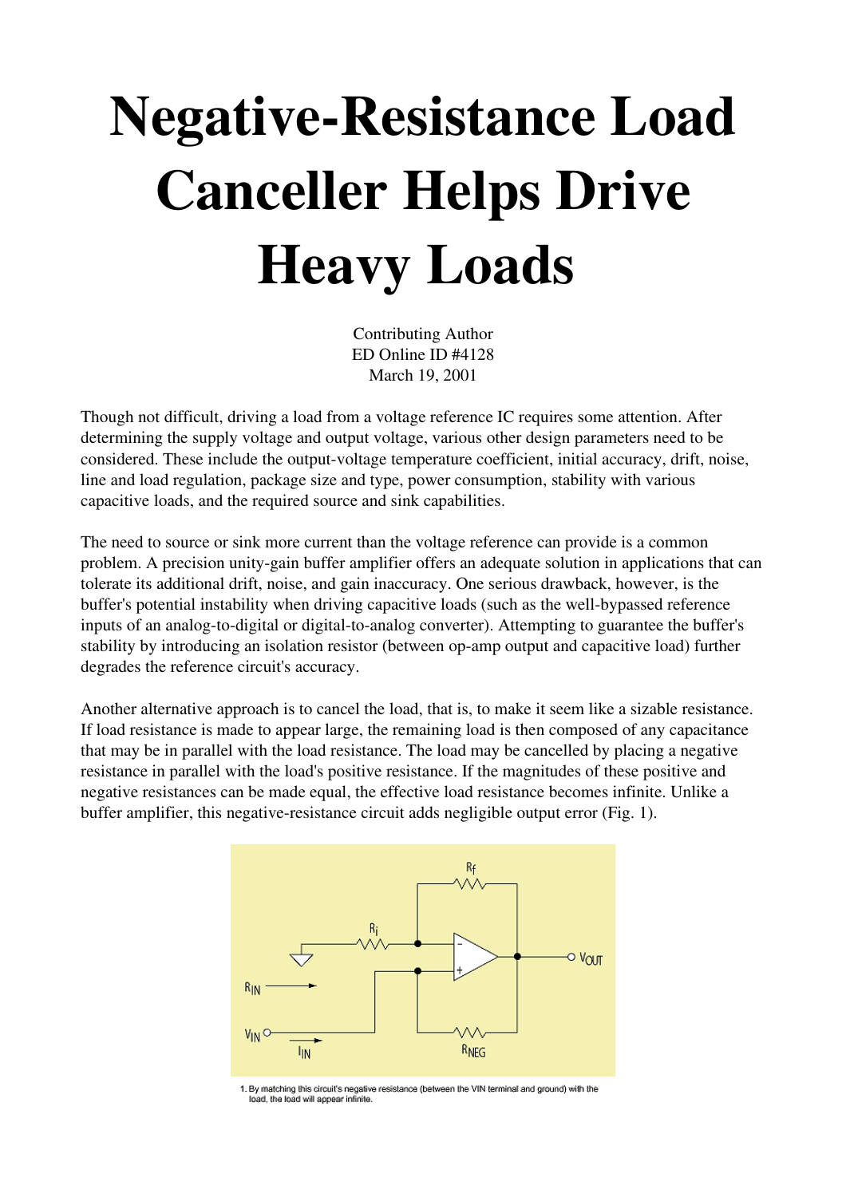# Negative-Resistance Load Canceller Helps Drive Heavy Loads

Contributing Author
ED Online ID #4128
March 19, 2001

Though not difficult, driving a load from a voltage reference IC requires some attention. After determining the supply voltage and output voltage, various other design parameters need to be considered. These include the output-voltage temperature coefficient, initial accuracy, drift, noise, line and load regulation, package size and type, power consumption, stability with various capacitive loads, and the required source and sink capabilities.

The need to source or sink more current than the voltage reference can provide is a common problem. A precision unity-gain buffer amplifier offers an adequate solution in applications that can tolerate its additional drift, noise, and gain inaccuracy. One serious drawback, however, is the buffer's potential instability when driving capacitive loads (such as the well-bypassed reference inputs of an analog-to-digital or digital-to-analog converter). Attempting to guarantee the buffer's stability by introducing an isolation resistor (between op-amp output and capacitive load) further degrades the reference circuit's accuracy.

Another alternative approach is to cancel the load, that is, to make it seem like a sizable resistance. If load resistance is made to appear large, the remaining load is then composed of any capacitance that may be in parallel with the load resistance. The load may be cancelled by placing a negative resistance in parallel with the load's positive resistance. If the magnitudes of these positive and negative resistances can be made equal, the effective load resistance becomes infinite. Unlike a buffer amplifier, this negative-resistance circuit adds negligible output error (Fig. 1).

1. By matching this circuit's negative resistance (between the VIN terminal and ground) with the load, the load will appear infinite.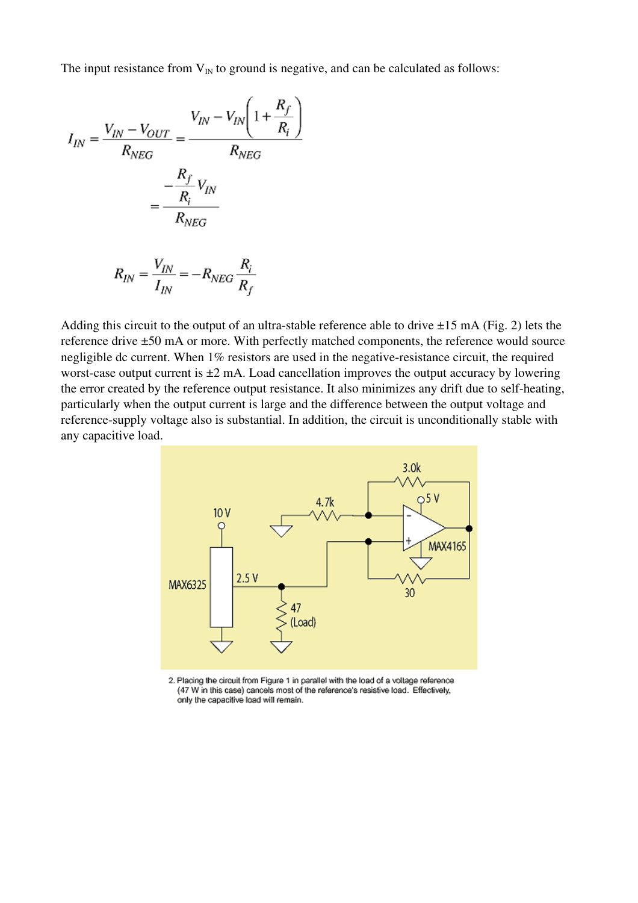The input resistance from $V_{IN}$ to ground is negative, and can be calculated as follows:

$$I_{IN} = \frac{V_{IN} - V_{OUT}}{R_{NEG}} = \frac{V_{IN} - V_{IN}\left(1 + \frac{R_f}{R_i}\right)}{R_{NEG}}$$

$$= \frac{-\frac{R_f}{R_i} V_{IN}}{R_{NEG}}$$

$$R_{IN} = \frac{V_{IN}}{I_{IN}} = -R_{NEG}\frac{R_i}{R_f}$$

Adding this circuit to the output of an ultra-stable reference able to drive ±15 mA (Fig. 2) lets the reference drive ±50 mA or more. With perfectly matched components, the reference would source negligible dc current. When 1% resistors are used in the negative-resistance circuit, the required worst-case output current is ±2 mA. Load cancellation improves the output accuracy by lowering the error created by the reference output resistance. It also minimizes any drift due to self-heating, particularly when the output current is large and the difference between the output voltage and reference-supply voltage also is substantial. In addition, the circuit is unconditionally stable with any capacitive load.

3.0k
4.7k
5 V
10 V
MAX4165
MAX6325
2.5 V
30
47
(Load)

2. Placing the circuit from Figure 1 in parallel with the load of a voltage reference (47 W in this case) cancels most of the reference's resistive load. Effectively, only the capacitive load will remain.